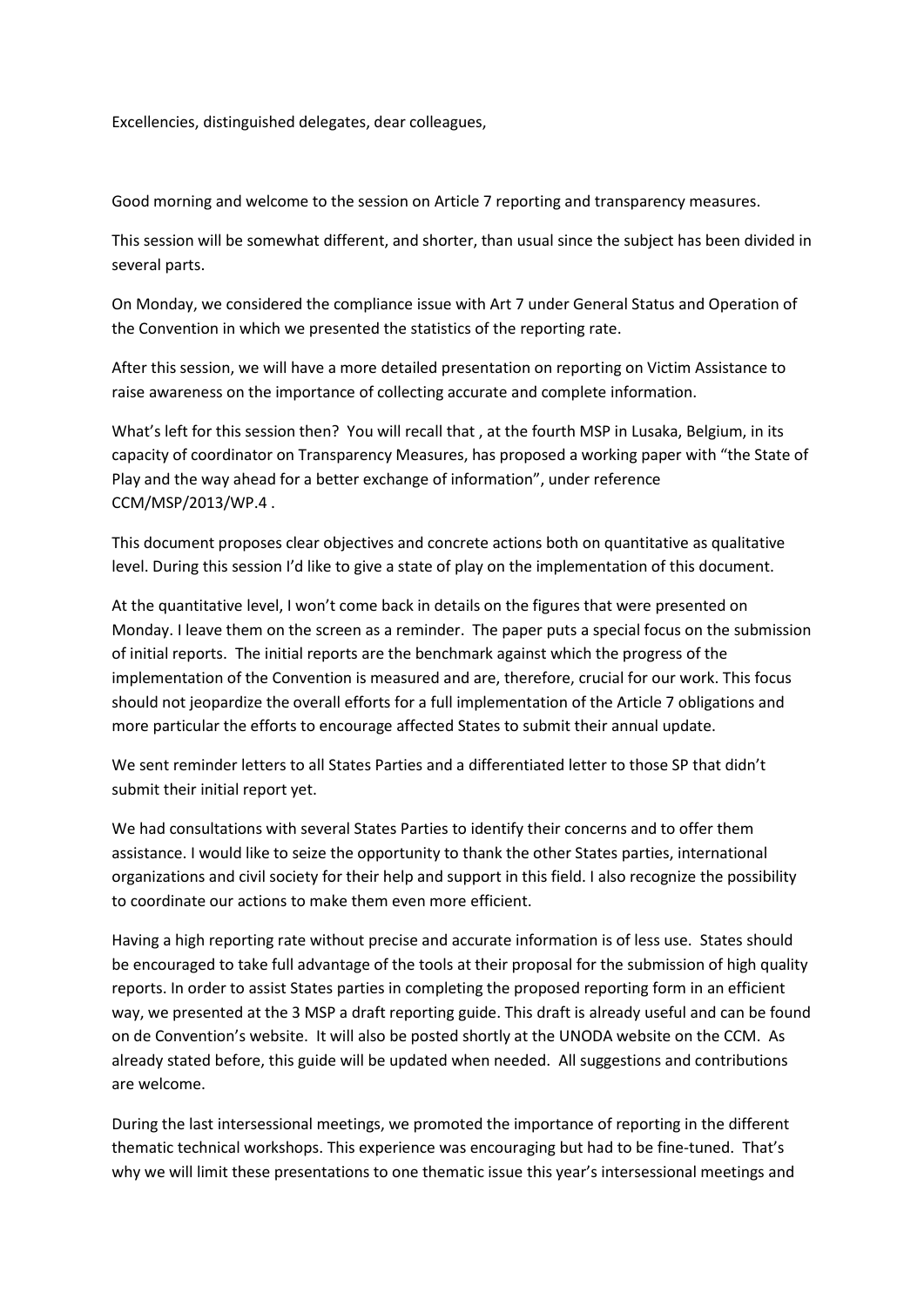Excellencies, distinguished delegates, dear colleagues,

Good morning and welcome to the session on Article 7 reporting and transparency measures.

This session will be somewhat different, and shorter, than usual since the subject has been divided in several parts.

On Monday, we considered the compliance issue with Art 7 under General Status and Operation of the Convention in which we presented the statistics of the reporting rate.

After this session, we will have a more detailed presentation on reporting on Victim Assistance to raise awareness on the importance of collecting accurate and complete information.

What's left for this session then? You will recall that , at the fourth MSP in Lusaka, Belgium, in its capacity of coordinator on Transparency Measures, has proposed a working paper with "the State of Play and the way ahead for a better exchange of information", under reference CCM/MSP/2013/WP.4 .

This document proposes clear objectives and concrete actions both on quantitative as qualitative level. During this session I'd like to give a state of play on the implementation of this document.

At the quantitative level, I won't come back in details on the figures that were presented on Monday. I leave them on the screen as a reminder. The paper puts a special focus on the submission of initial reports. The initial reports are the benchmark against which the progress of the implementation of the Convention is measured and are, therefore, crucial for our work. This focus should not jeopardize the overall efforts for a full implementation of the Article 7 obligations and more particular the efforts to encourage affected States to submit their annual update.

We sent reminder letters to all States Parties and a differentiated letter to those SP that didn't submit their initial report yet.

We had consultations with several States Parties to identify their concerns and to offer them assistance. I would like to seize the opportunity to thank the other States parties, international organizations and civil society for their help and support in this field. I also recognize the possibility to coordinate our actions to make them even more efficient.

Having a high reporting rate without precise and accurate information is of less use. States should be encouraged to take full advantage of the tools at their proposal for the submission of high quality reports. In order to assist States parties in completing the proposed reporting form in an efficient way, we presented at the 3 MSP a draft reporting guide. This draft is already useful and can be found on de Convention's website. It will also be posted shortly at the UNODA website on the CCM. As already stated before, this guide will be updated when needed. All suggestions and contributions are welcome.

During the last intersessional meetings, we promoted the importance of reporting in the different thematic technical workshops. This experience was encouraging but had to be fine-tuned. That's why we will limit these presentations to one thematic issue this year's intersessional meetings and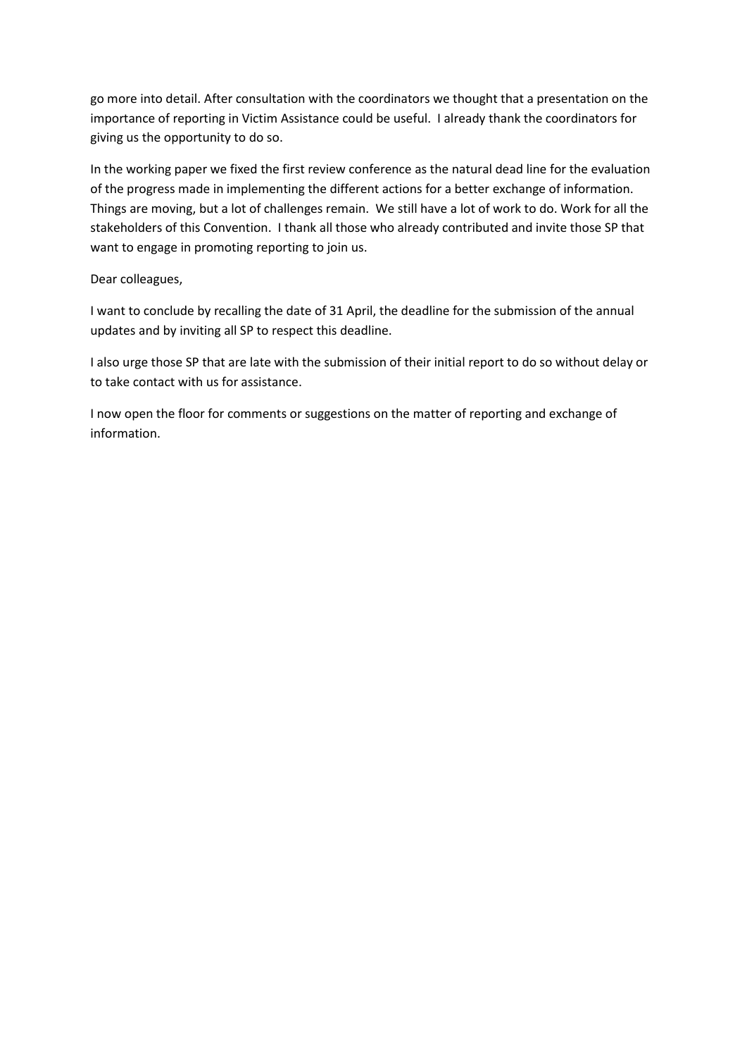go more into detail. After consultation with the coordinators we thought that a presentation on the importance of reporting in Victim Assistance could be useful. I already thank the coordinators for giving us the opportunity to do so.

In the working paper we fixed the first review conference as the natural dead line for the evaluation of the progress made in implementing the different actions for a better exchange of information. Things are moving, but a lot of challenges remain. We still have a lot of work to do. Work for all the stakeholders of this Convention. I thank all those who already contributed and invite those SP that want to engage in promoting reporting to join us.

Dear colleagues,

I want to conclude by recalling the date of 31 April, the deadline for the submission of the annual updates and by inviting all SP to respect this deadline.

I also urge those SP that are late with the submission of their initial report to do so without delay or to take contact with us for assistance.

I now open the floor for comments or suggestions on the matter of reporting and exchange of information.